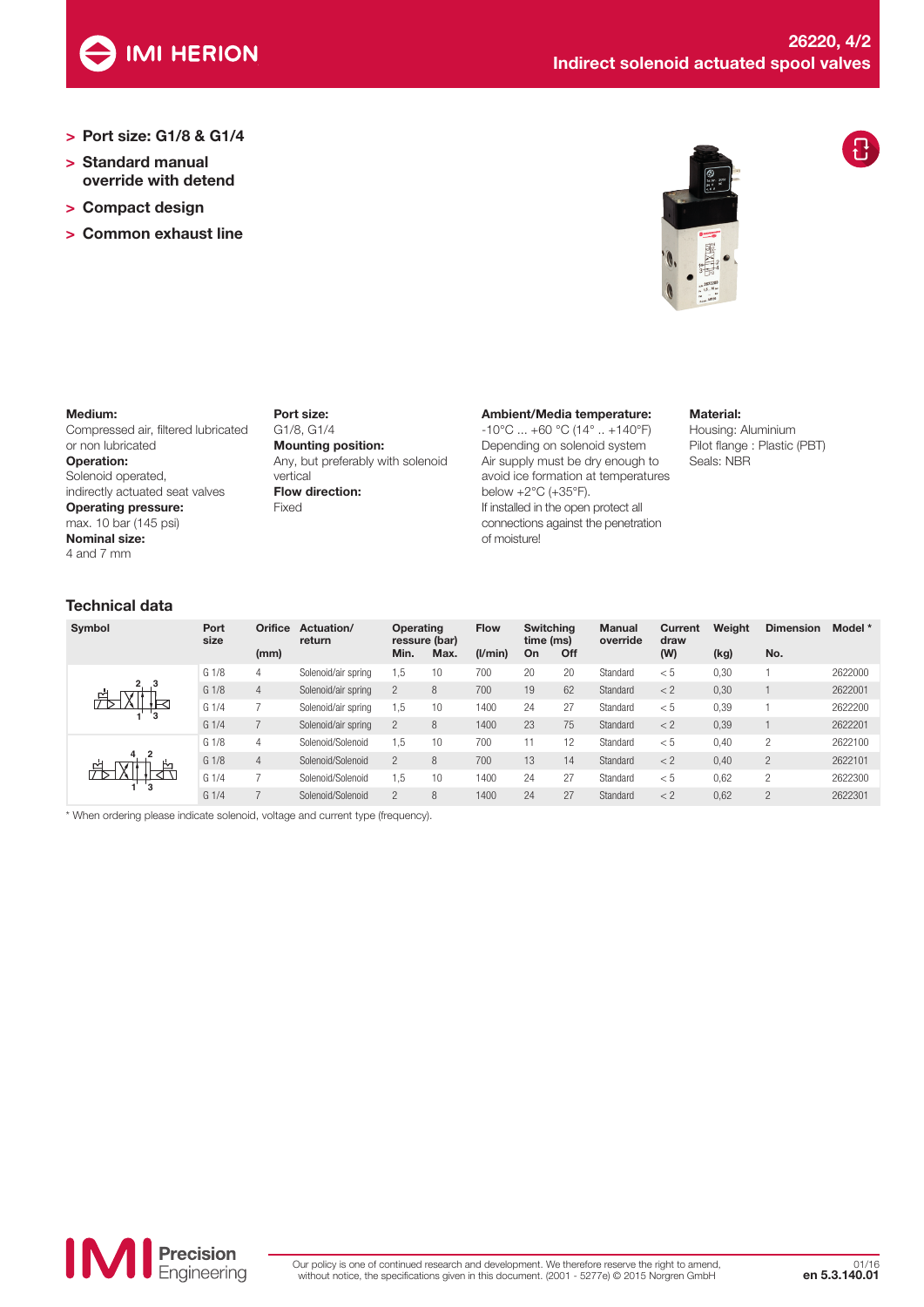# 26220, 4/2
## Indirect solenoid actuated spool valves

> Port size: G1/8 & G1/4
> Standard manual override with detend
> Compact design
> Common exhaust line

**Medium:**
Compressed air, filtered lubricated or non lubricated

**Operation:**
Solenoid operated, indirectly actuated seat valves

**Operating pressure:**
max. 10 bar (145 psi)

**Nominal size:**
4 and 7 mm

**Port size:**
G1/8, G1/4

**Mounting position:**
Any, but preferably with solenoid vertical

**Flow direction:**
Fixed

**Ambient/Media temperature:**
-10°C ... +60 °C (14° .. +140°F)
Depending on solenoid system
Air supply must be dry enough to avoid ice formation at temperatures below +2°C (+35°F).
If installed in the open protect all connections against the penetration of moisture!

**Material:**
Housing: Aluminium
Pilot flange : Plastic (PBT)
Seals: NBR

## Technical data

| Symbol | Port size | Orifice (mm) | Actuation/ return | Operating ressure (bar) Min. | Max. | Flow (l/min) | Switching time (ms) On | Off | Manual override | Current draw (W) | Weight (kg) | Dimension No. | Model * |
|---|---|---|---|---|---|---|---|---|---|---|---|---|---|
| | G 1/8 | 4 | Solenoid/air spring | 1,5 | 10 | 700 | 20 | 20 | Standard | < 5 | 0,30 | 1 | 2622000 |
| | G 1/8 | 4 | Solenoid/air spring | 2 | 8 | 700 | 19 | 62 | Standard | < 2 | 0,30 | 1 | 2622001 |
| | G 1/4 | 7 | Solenoid/air spring | 1,5 | 10 | 1400 | 24 | 27 | Standard | < 5 | 0,39 | 1 | 2622200 |
| | G 1/4 | 7 | Solenoid/air spring | 2 | 8 | 1400 | 23 | 75 | Standard | < 2 | 0,39 | 1 | 2622201 |
| | G 1/8 | 4 | Solenoid/Solenoid | 1,5 | 10 | 700 | 11 | 12 | Standard | < 5 | 0,40 | 2 | 2622100 |
| | G 1/8 | 4 | Solenoid/Solenoid | 2 | 8 | 700 | 13 | 14 | Standard | < 2 | 0,40 | 2 | 2622101 |
| | G 1/4 | 7 | Solenoid/Solenoid | 1,5 | 10 | 1400 | 24 | 27 | Standard | < 5 | 0,62 | 2 | 2622300 |
| | G 1/4 | 7 | Solenoid/Solenoid | 2 | 8 | 1400 | 24 | 27 | Standard | < 2 | 0,62 | 2 | 2622301 |

\* When ordering please indicate solenoid, voltage and current type (frequency).

Our policy is one of continued research and development. We therefore reserve the right to amend, without notice, the specifications given in this document. (2001 - 5277e) © 2015 Norgren GmbH

en 5.3.140.01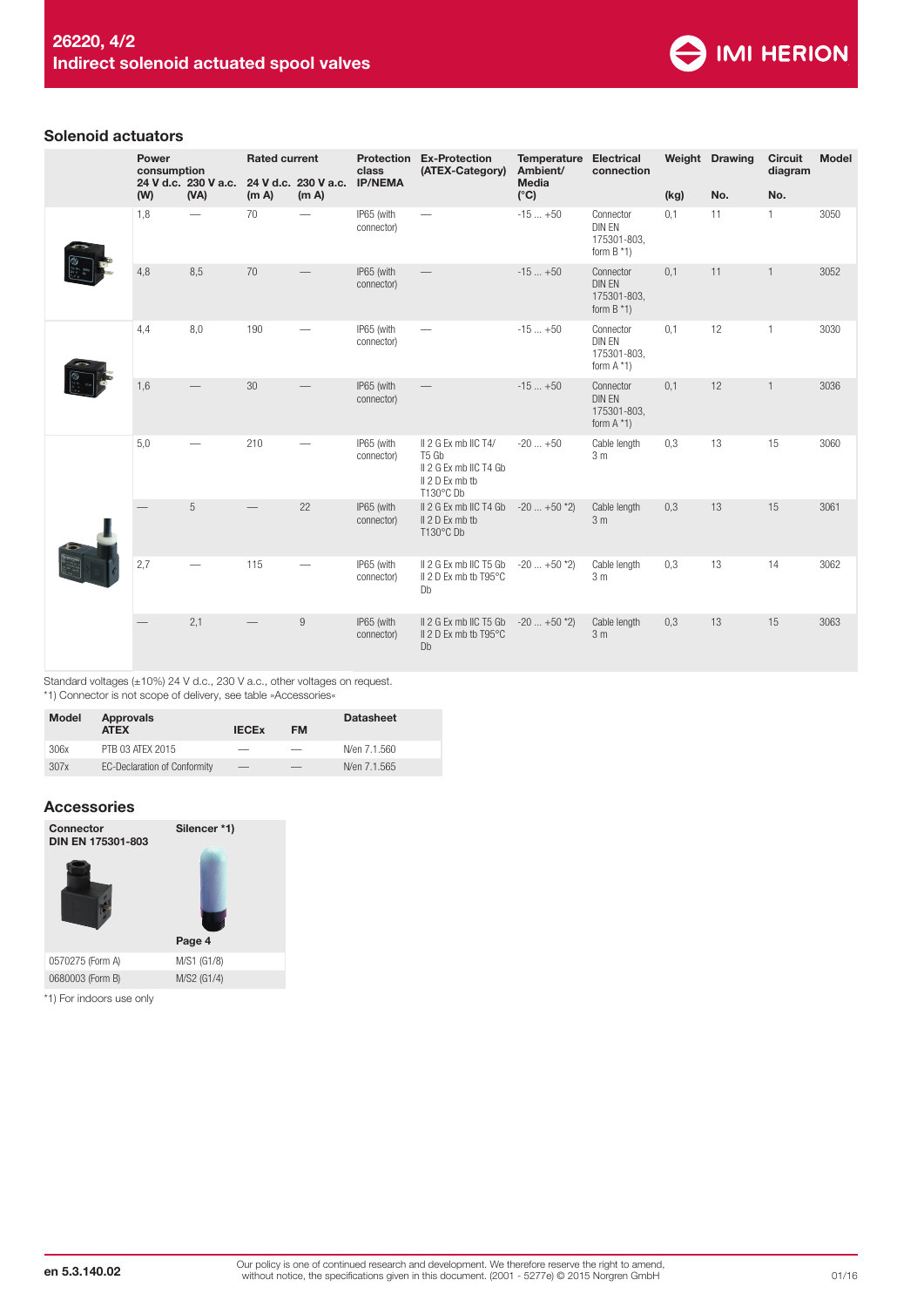## Solenoid actuators

| | Power consumption | | Rated current | | Protection class IP/NEMA | Ex-Protection (ATEX-Category) | Temperature Ambient/ Media | Electrical connection | Weight | Drawing | Circuit diagram | Model |
|---|---|---|---|---|---|---|---|---|---|---|---|---|
| | 24 V d.c. (W) | 230 V a.c. (VA) | 24 V d.c. (m A) | 230 V a.c. (m A) | | | (°C) | | (kg) | No. | No. | |
| | 1,8 | — | 70 | — | IP65 (with connector) | — | -15 ... +50 | Connector DIN EN 175301-803, form B *1) | 0,1 | 11 | 1 | 3050 |
| | 4,8 | 8,5 | 70 | — | IP65 (with connector) | — | -15 ... +50 | Connector DIN EN 175301-803, form B *1) | 0,1 | 11 | 1 | 3052 |
| | 4,4 | 8,0 | 190 | — | IP65 (with connector) | — | -15 ... +50 | Connector DIN EN 175301-803, form A *1) | 0,1 | 12 | 1 | 3030 |
| | 1,6 | — | 30 | — | IP65 (with connector) | — | -15 ... +50 | Connector DIN EN 175301-803, form A *1) | 0,1 | 12 | 1 | 3036 |
| | 5,0 | — | 210 | — | IP65 (with connector) | II 2 G Ex mb IIC T4/ T5 Gb<br>II 2 G Ex mb IIC T4 Gb<br>II 2 D Ex mb tb T130°C Db | -20 ... +50 | Cable length 3 m | 0,3 | 13 | 15 | 3060 |
| | — | 5 | — | 22 | IP65 (with connector) | II 2 G Ex mb IIC T4 Gb<br>II 2 D Ex mb tb T130°C Db | -20 ... +50 *2) | Cable length 3 m | 0,3 | 13 | 15 | 3061 |
| | 2,7 | — | 115 | — | IP65 (with connector) | II 2 G Ex mb IIC T5 Gb<br>II 2 D Ex mb tb T95°C Db | -20 ... +50 *2) | Cable length 3 m | 0,3 | 13 | 14 | 3062 |
| | — | 2,1 | — | 9 | IP65 (with connector) | II 2 G Ex mb IIC T5 Gb<br>II 2 D Ex mb tb T95°C Db | -20 ... +50 *2) | Cable length 3 m | 0,3 | 13 | 15 | 3063 |

Standard voltages (±10%) 24 V d.c., 230 V a.c., other voltages on request.
*1) Connector is not scope of delivery, see table »Accessories«

| Model | Approvals ATEX | IECEx | FM | Datasheet |
|---|---|---|---|---|
| 306x | PTB 03 ATEX 2015 | — | — | N/en 7.1.560 |
| 307x | EC-Declaration of Conformity | — | — | N/en 7.1.565 |

## Accessories

| Connector DIN EN 175301-803 | Silencer *1) |
|---|---|
| | Page 4 |
| 0570275 (Form A) | M/S1 (G1/8) |
| 0680003 (Form B) | M/S2 (G1/4) |

*1) For indoors use only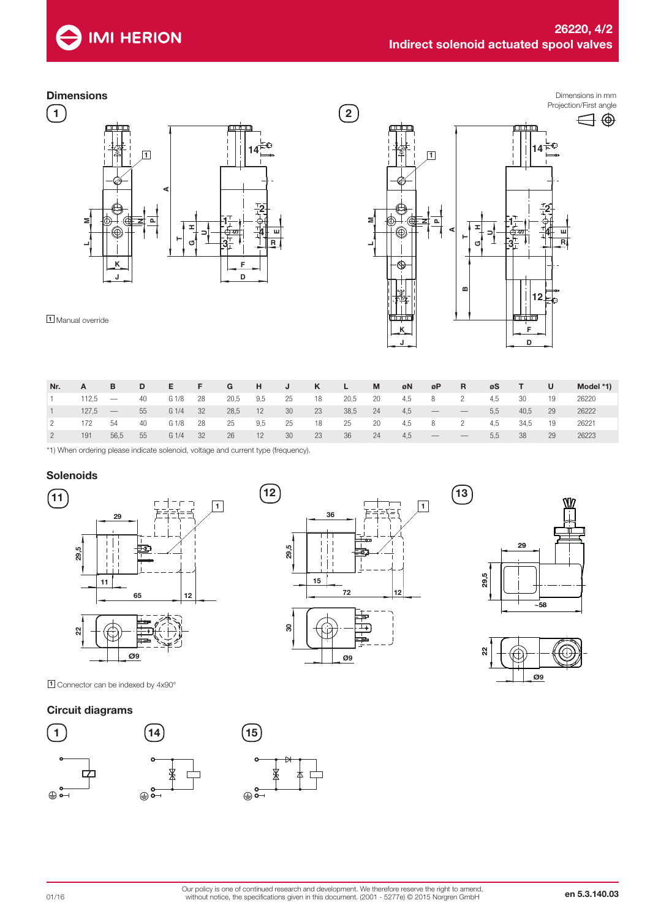## Dimensions

Dimensions in mm
Projection/First angle

1

2

1 Manual override

| Nr. | A | B | D | E | F | G | H | J | K | L | M | øN | øP | R | øS | T | U | Model *1) |
|---|---|---|---|---|---|---|---|---|---|---|---|---|---|---|---|---|---|---|
| 1 | 112,5 | — | 40 | G 1/8 | 28 | 20,5 | 9,5 | 25 | 18 | 20,5 | 20 | 4,5 | 8 | 2 | 4,5 | 30 | 19 | 26220 |
| 1 | 127,5 | — | 55 | G 1/4 | 32 | 28,5 | 12 | 30 | 23 | 38,5 | 24 | 4,5 | — | — | 5,5 | 40,5 | 29 | 26222 |
| 2 | 172 | 54 | 40 | G 1/8 | 28 | 25 | 9,5 | 25 | 18 | 25 | 20 | 4,5 | 8 | 2 | 4,5 | 34,5 | 19 | 26221 |
| 2 | 191 | 56,5 | 55 | G 1/4 | 32 | 26 | 12 | 30 | 23 | 36 | 24 | 4,5 | — | — | 5,5 | 38 | 29 | 26223 |

*1) When ordering please indicate solenoid, voltage and current type (frequency).

## Solenoids

11

12

13

1 Connector can be indexed by 4x90°

## Circuit diagrams

1

14

15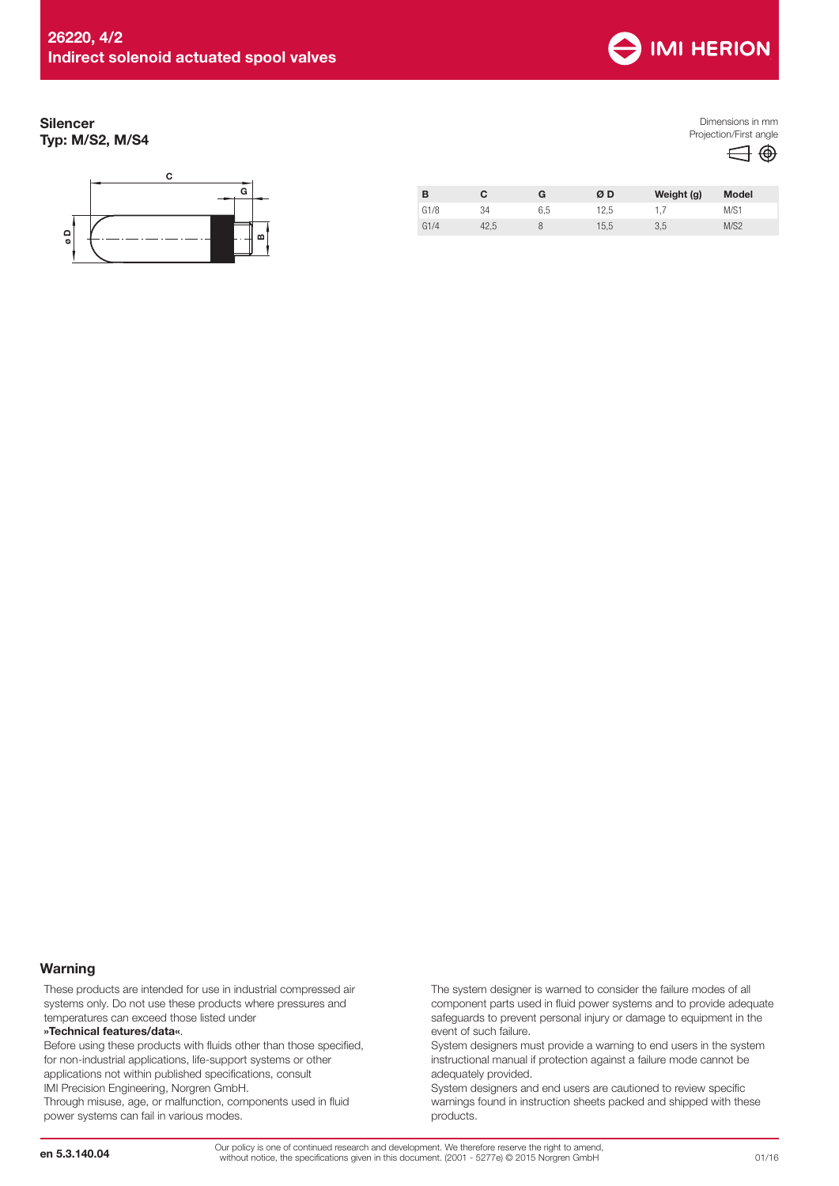## Silencer
## Typ: M/S2, M/S4

C

G

ø D

B

Dimensions in mm
Projection/First angle

| B | C | G | Ø D | Weight (g) | Model |
|---|---|---|---|---|---|
| G1/8 | 34 | 6,5 | 12,5 | 1,7 | M/S1 |
| G1/4 | 42,5 | 8 | 15,5 | 3,5 | M/S2 |

## Warning

These products are intended for use in industrial compressed air systems only. Do not use these products where pressures and temperatures can exceed those listed under **»Technical features/data«**.

Before using these products with fluids other than those specified, for non-industrial applications, life-support systems or other applications not within published specifications, consult IMI Precision Engineering, Norgren GmbH.

Through misuse, age, or malfunction, components used in fluid power systems can fail in various modes.

The system designer is warned to consider the failure modes of all component parts used in fluid power systems and to provide adequate safeguards to prevent personal injury or damage to equipment in the event of such failure.

System designers must provide a warning to end users in the system instructional manual if protection against a failure mode cannot be adequately provided.

System designers and end users are cautioned to review specific warnings found in instruction sheets packed and shipped with these products.

Our policy is one of continued research and development. We therefore reserve the right to amend, without notice, the specifications given in this document. (2001 - 5277e) © 2015 Norgren GmbH